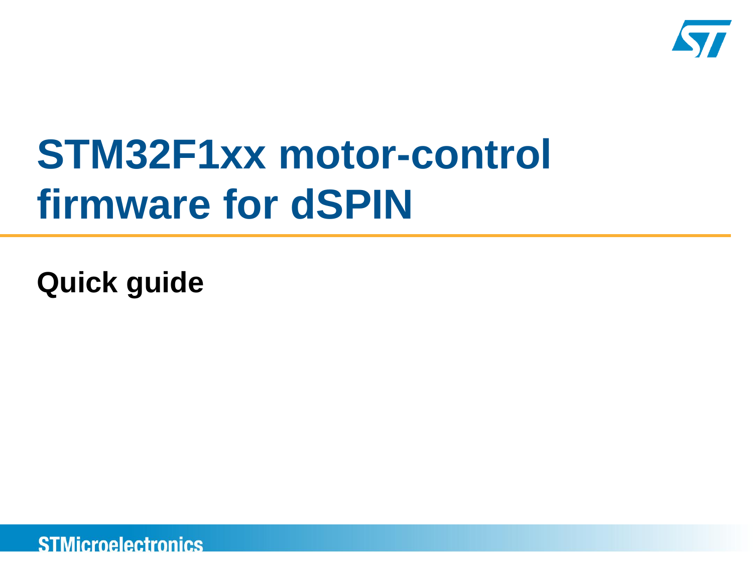# STM32F1xx motor-control firmware for dSPIN

## Quick guide

STMicroelectronics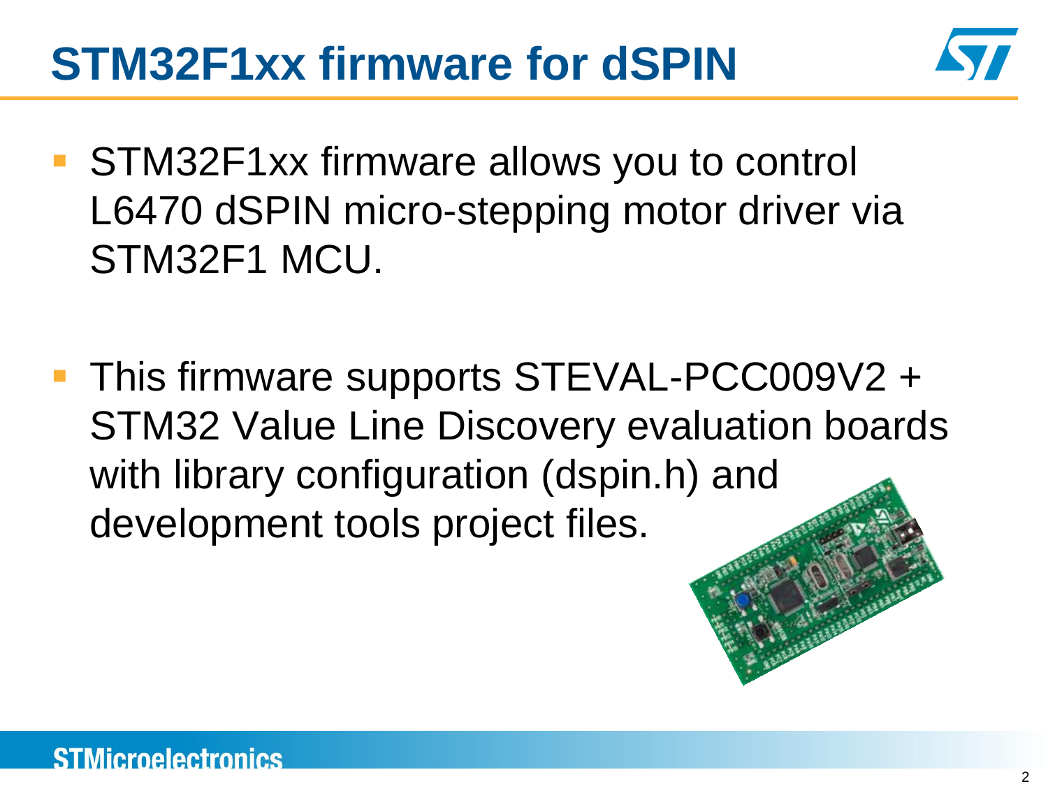# STM32F1xx firmware for dSPIN

- STM32F1xx firmware allows you to control L6470 dSPIN micro-stepping motor driver via STM32F1 MCU.
- This firmware supports STEVAL-PCC009V2 + STM32 Value Line Discovery evaluation boards with library configuration (dspin.h) and development tools project files.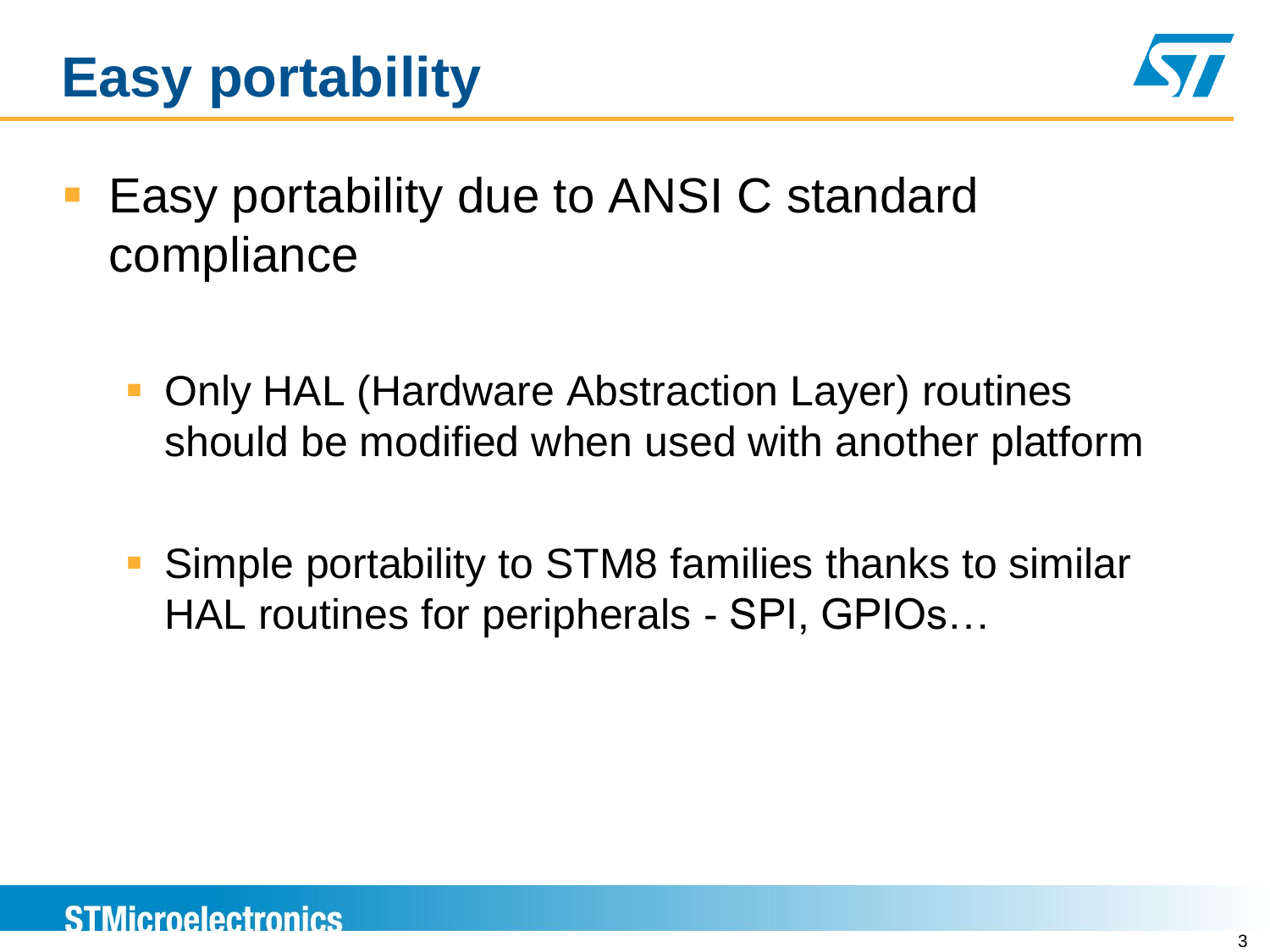# Easy portability

- Easy portability due to ANSI C standard compliance
  - Only HAL (Hardware Abstraction Layer) routines should be modified when used with another platform
  - Simple portability to STM8 families thanks to similar HAL routines for peripherals - SPI, GPIOs…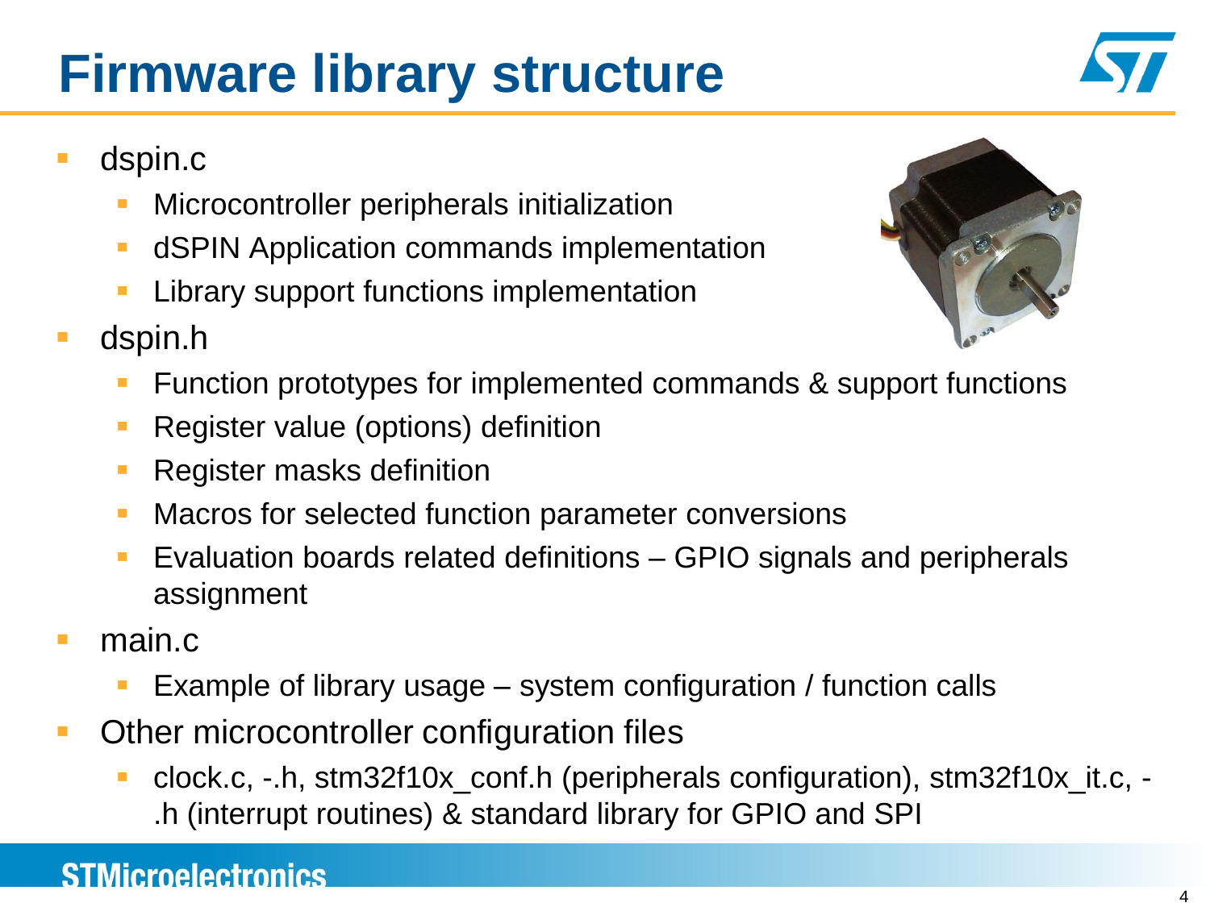# Firmware library structure

- dspin.c
  - Microcontroller peripherals initialization
  - dSPIN Application commands implementation
  - Library support functions implementation
- dspin.h
  - Function prototypes for implemented commands & support functions
  - Register value (options) definition
  - Register masks definition
  - Macros for selected function parameter conversions
  - Evaluation boards related definitions – GPIO signals and peripherals assignment
- main.c
  - Example of library usage – system configuration / function calls
- Other microcontroller configuration files
  - clock.c, -.h, stm32f10x_conf.h (peripherals configuration), stm32f10x_it.c, -.h (interrupt routines) & standard library for GPIO and SPI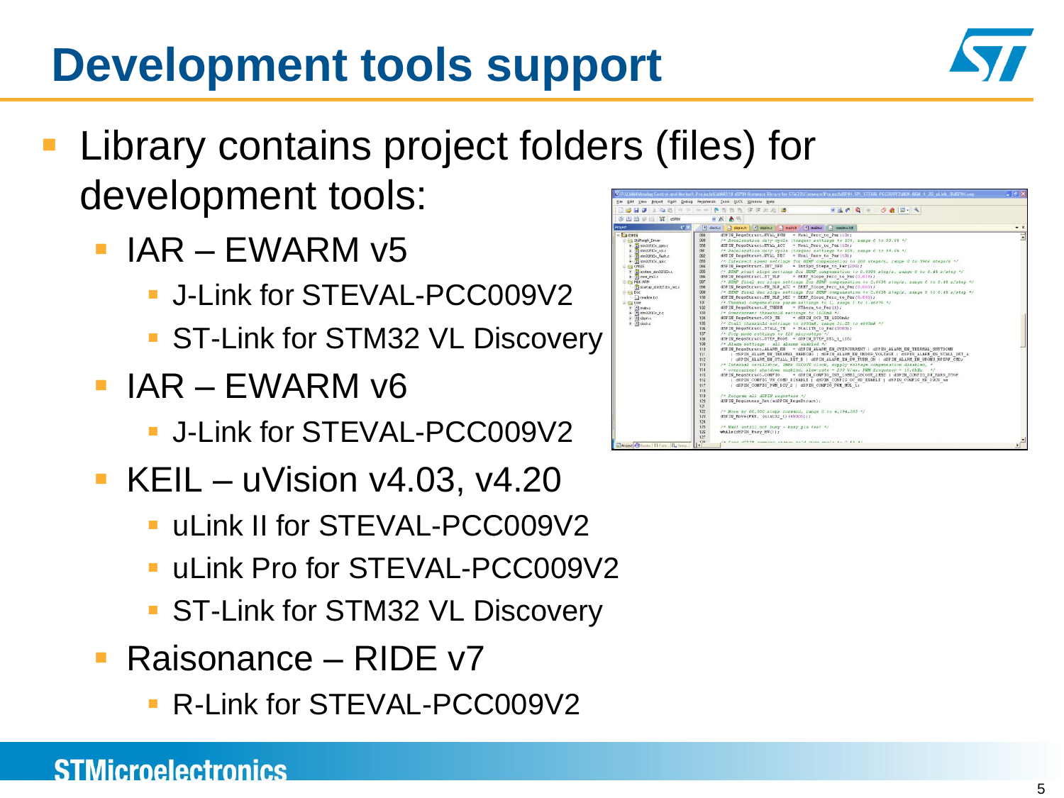# Development tools support

- Library contains project folders (files) for development tools:
  - IAR – EWARM v5
    - J-Link for STEVAL-PCC009V2
    - ST-Link for STM32 VL Discovery
  - IAR – EWARM v6
    - J-Link for STEVAL-PCC009V2
  - KEIL – uVision v4.03, v4.20
    - uLink II for STEVAL-PCC009V2
    - uLink Pro for STEVAL-PCC009V2
    - ST-Link for STM32 VL Discovery
  - Raisonance – RIDE v7
    - R-Link for STEVAL-PCC009V2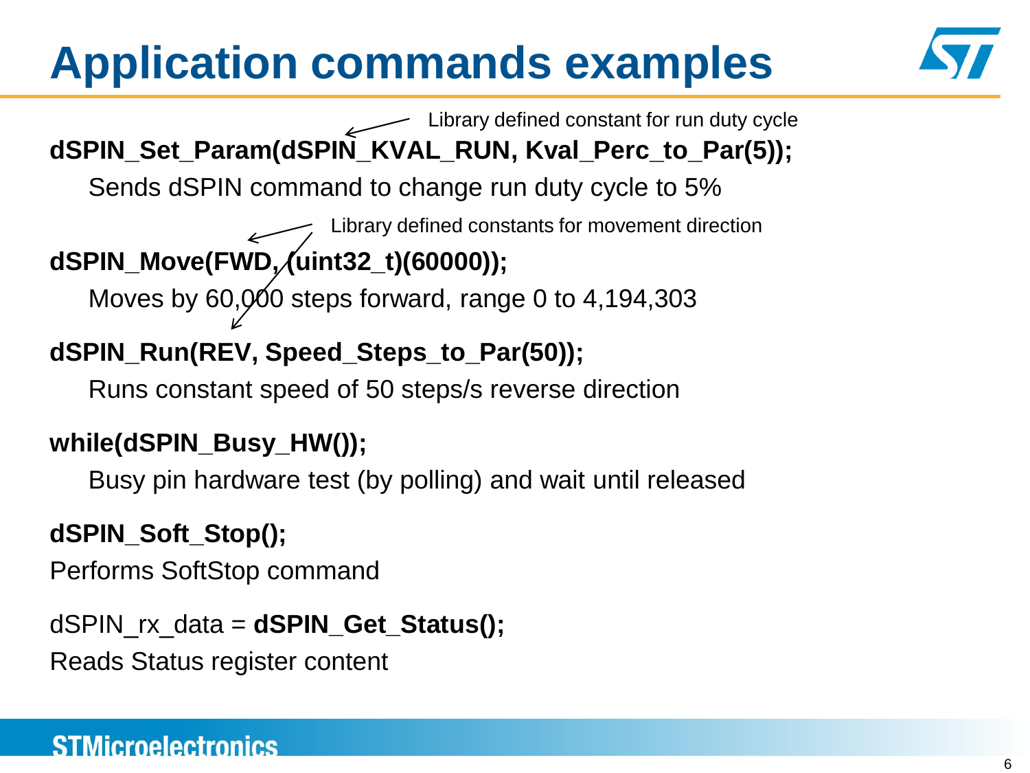# Application commands examples

Library defined constant for run duty cycle

**dSPIN_Set_Param(dSPIN_KVAL_RUN, Kval_Perc_to_Par(5));**

Sends dSPIN command to change run duty cycle to 5%

Library defined constants for movement direction

**dSPIN_Move(FWD, (uint32_t)(60000));**

Moves by 60,000 steps forward, range 0 to 4,194,303

**dSPIN_Run(REV, Speed_Steps_to_Par(50));**

Runs constant speed of 50 steps/s reverse direction

**while(dSPIN_Busy_HW());**

Busy pin hardware test (by polling) and wait until released

**dSPIN_Soft_Stop();**

Performs SoftStop command

dSPIN_rx_data = **dSPIN_Get_Status();**

Reads Status register content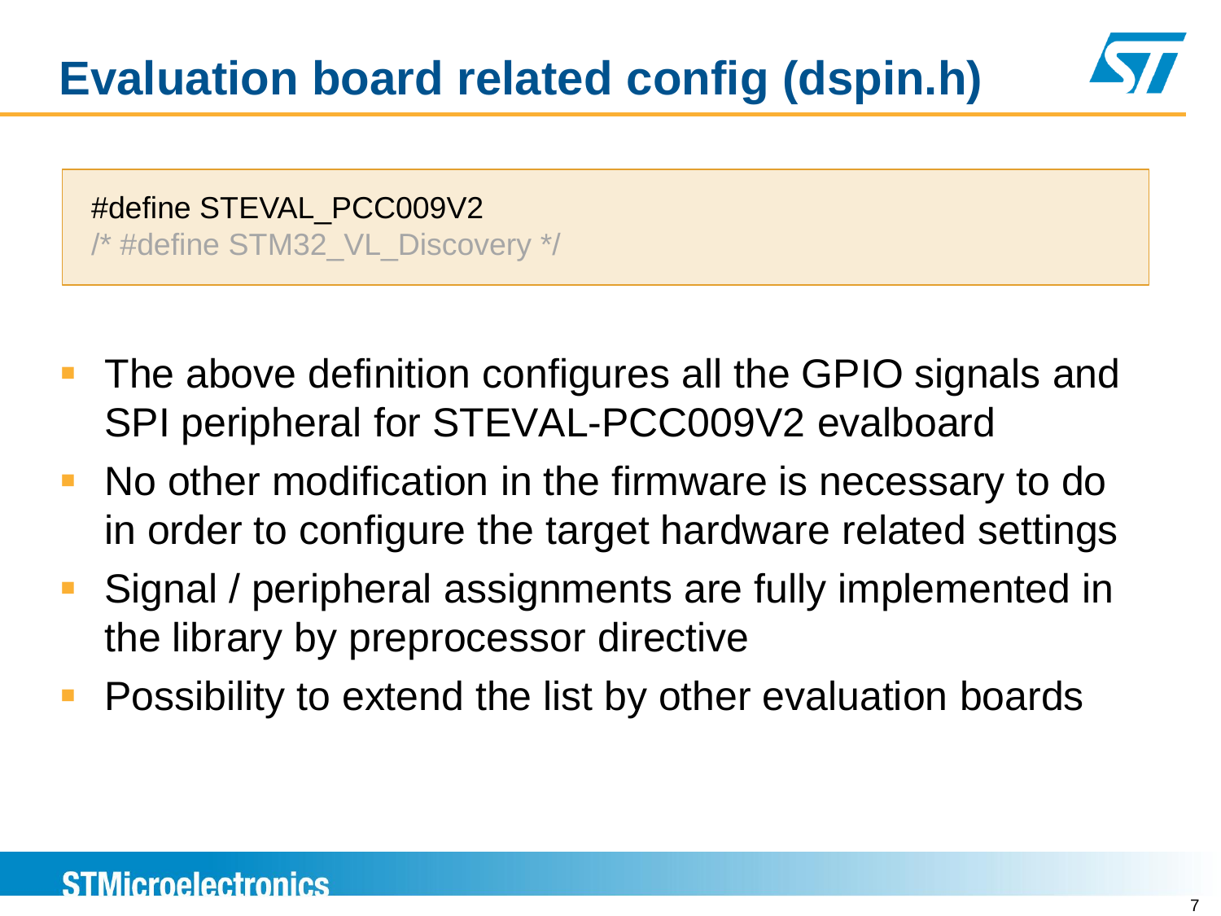# Evaluation board related config (dspin.h)

```
#define STEVAL_PCC009V2
/* #define STM32_VL_Discovery */
```

- The above definition configures all the GPIO signals and SPI peripheral for STEVAL-PCC009V2 evalboard
- No other modification in the firmware is necessary to do in order to configure the target hardware related settings
- Signal / peripheral assignments are fully implemented in the library by preprocessor directive
- Possibility to extend the list by other evaluation boards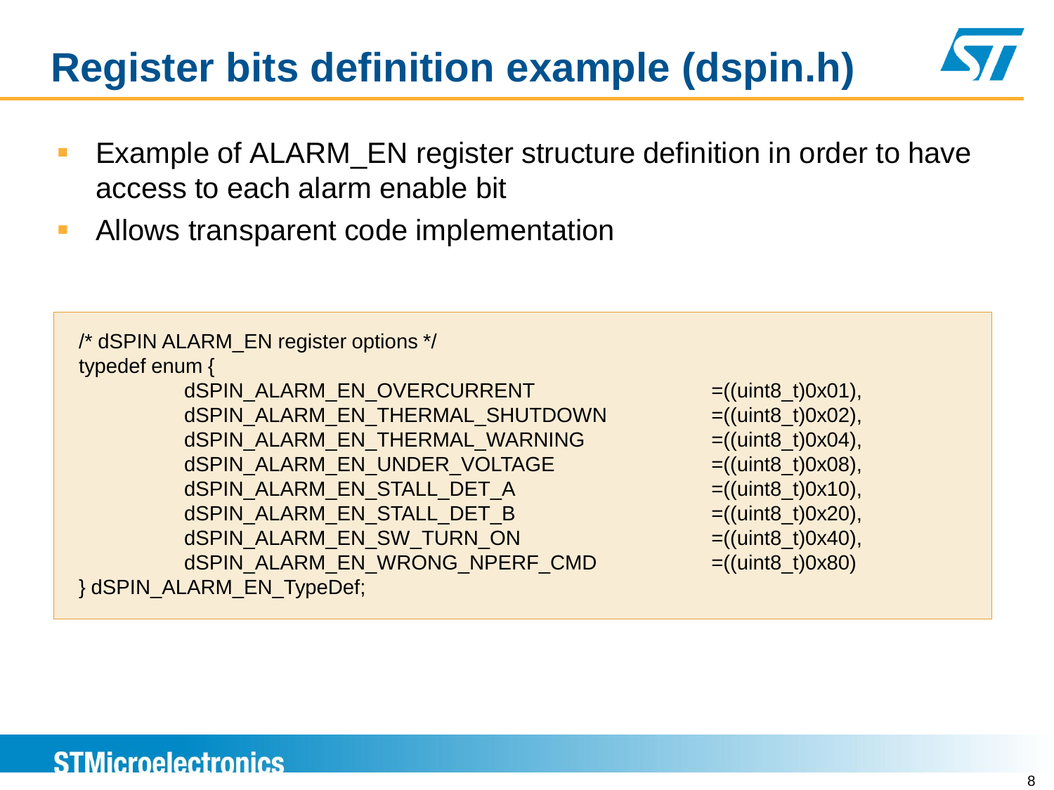# Register bits definition example (dspin.h)

- Example of ALARM_EN register structure definition in order to have access to each alarm enable bit
- Allows transparent code implementation

```
/* dSPIN ALARM_EN register options */
typedef enum {
        dSPIN_ALARM_EN_OVERCURRENT              =((uint8_t)0x01),
        dSPIN_ALARM_EN_THERMAL_SHUTDOWN         =((uint8_t)0x02),
        dSPIN_ALARM_EN_THERMAL_WARNING          =((uint8_t)0x04),
        dSPIN_ALARM_EN_UNDER_VOLTAGE            =((uint8_t)0x08),
        dSPIN_ALARM_EN_STALL_DET_A              =((uint8_t)0x10),
        dSPIN_ALARM_EN_STALL_DET_B              =((uint8_t)0x20),
        dSPIN_ALARM_EN_SW_TURN_ON               =((uint8_t)0x40),
        dSPIN_ALARM_EN_WRONG_NPERF_CMD          =((uint8_t)0x80)
} dSPIN_ALARM_EN_TypeDef;
```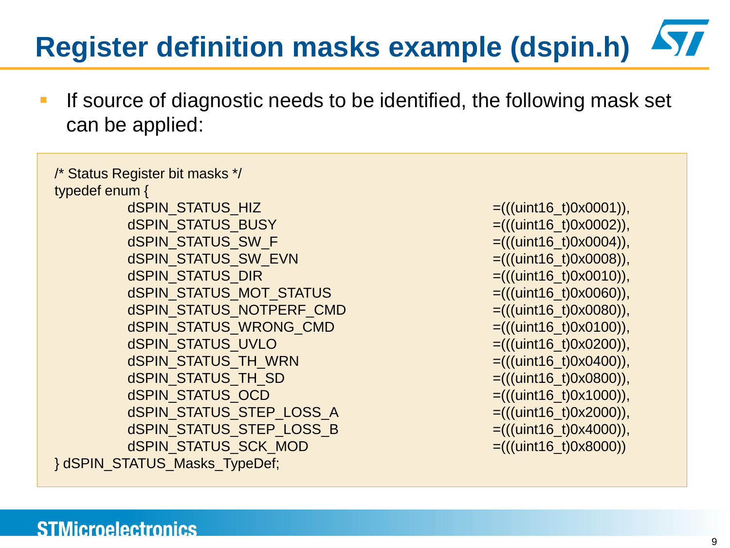# Register definition masks example (dspin.h)

- If source of diagnostic needs to be identified, the following mask set can be applied:

```
/* Status Register bit masks */
typedef enum {
        dSPIN_STATUS_HIZ                =(((uint16_t)0x0001)),
        dSPIN_STATUS_BUSY               =(((uint16_t)0x0002)),
        dSPIN_STATUS_SW_F               =(((uint16_t)0x0004)),
        dSPIN_STATUS_SW_EVN             =(((uint16_t)0x0008)),
        dSPIN_STATUS_DIR                =(((uint16_t)0x0010)),
        dSPIN_STATUS_MOT_STATUS         =(((uint16_t)0x0060)),
        dSPIN_STATUS_NOTPERF_CMD        =(((uint16_t)0x0080)),
        dSPIN_STATUS_WRONG_CMD          =(((uint16_t)0x0100)),
        dSPIN_STATUS_UVLO               =(((uint16_t)0x0200)),
        dSPIN_STATUS_TH_WRN             =(((uint16_t)0x0400)),
        dSPIN_STATUS_TH_SD              =(((uint16_t)0x0800)),
        dSPIN_STATUS_OCD                =(((uint16_t)0x1000)),
        dSPIN_STATUS_STEP_LOSS_A        =(((uint16_t)0x2000)),
        dSPIN_STATUS_STEP_LOSS_B        =(((uint16_t)0x4000)),
        dSPIN_STATUS_SCK_MOD            =(((uint16_t)0x8000))
} dSPIN_STATUS_Masks_TypeDef;
```